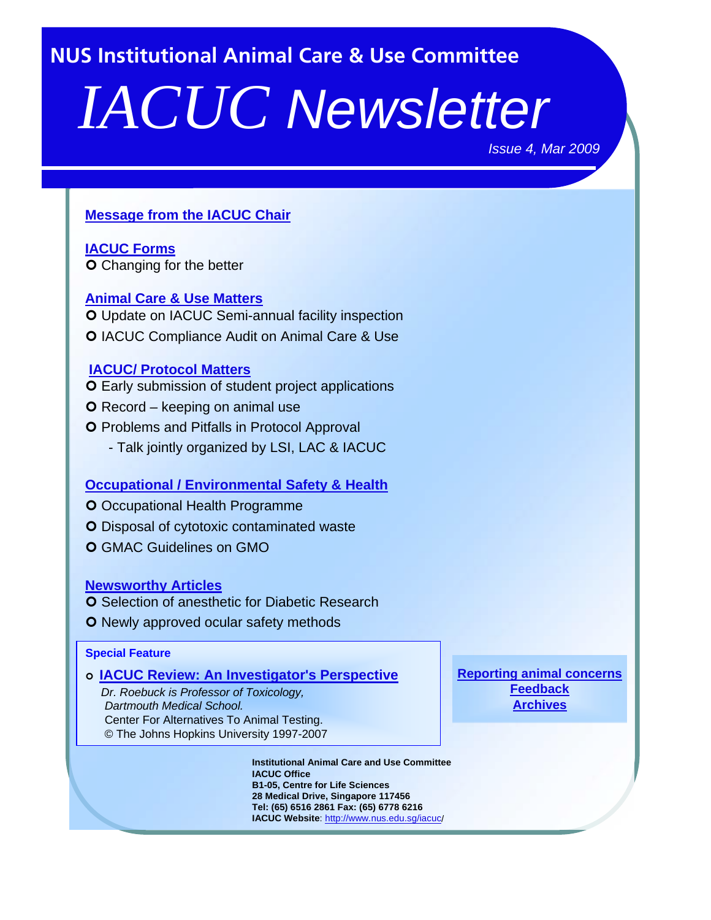NUS Institutional Animal Care & Use Committee

# *IACUC* Newsletter

*Issue 4, Mar 2009*

## Message from the IACUC Chair

## IACUC Forms

- Changing for the better

## Animal Care & Use Matters

- Update on IACUC Semi-annual facility inspection
- IACUC Compliance Audit on Animal Care & Use

## IACUC/ Protocol Matters

- Early submission of student project applications
- Record – keeping on animal use
- Problems and Pitfalls in Protocol Approval
  - Talk jointly organized by LSI, LAC & IACUC

## Occupational / Environmental Safety & Health

- Occupational Health Programme
- Disposal of cytotoxic contaminated waste
- GMAC Guidelines on GMO

## Newsworthy Articles

- Selection of anesthetic for Diabetic Research
- Newly approved ocular safety methods

### Special Feature

- **IACUC Review: An Investigator's Perspective**

  *Dr. Roebuck is Professor of Toxicology, Dartmouth Medical School.*
  Center For Alternatives To Animal Testing.
  © The Johns Hopkins University 1997-2007

**Reporting animal concerns**
**Feedback**
**Archives**

**Institutional Animal Care and Use Committee**
**IACUC Office**
**B1-05, Centre for Life Sciences**
**28 Medical Drive, Singapore 117456**
**Tel: (65) 6516 2861 Fax: (65) 6778 6216**
**IACUC Website**: http://www.nus.edu.sg/iacuc/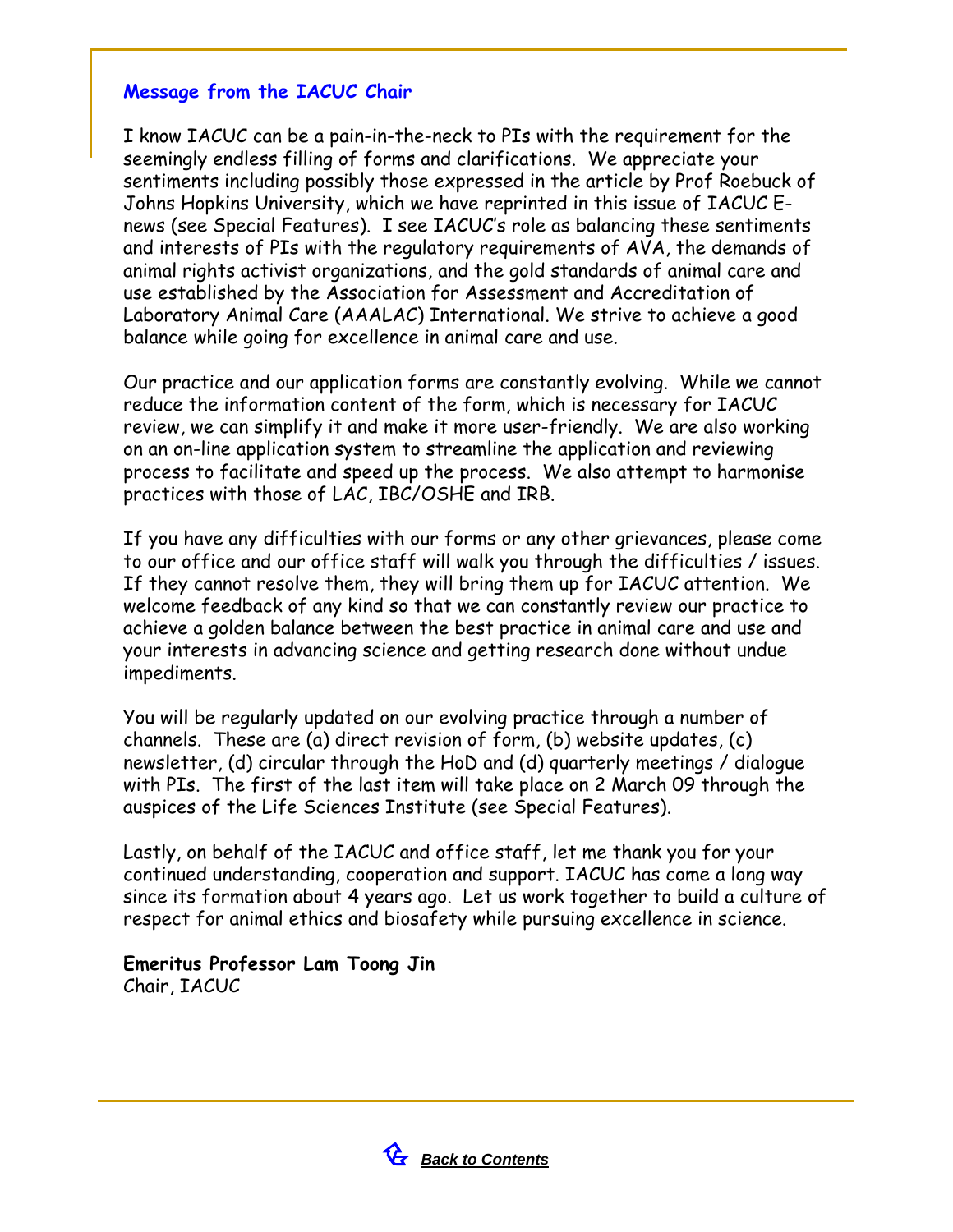## Message from the IACUC Chair

I know IACUC can be a pain-in-the-neck to PIs with the requirement for the seemingly endless filling of forms and clarifications. We appreciate your sentiments including possibly those expressed in the article by Prof Roebuck of Johns Hopkins University, which we have reprinted in this issue of IACUC E-news (see Special Features). I see IACUC's role as balancing these sentiments and interests of PIs with the regulatory requirements of AVA, the demands of animal rights activist organizations, and the gold standards of animal care and use established by the Association for Assessment and Accreditation of Laboratory Animal Care (AAALAC) International. We strive to achieve a good balance while going for excellence in animal care and use.

Our practice and our application forms are constantly evolving. While we cannot reduce the information content of the form, which is necessary for IACUC review, we can simplify it and make it more user-friendly. We are also working on an on-line application system to streamline the application and reviewing process to facilitate and speed up the process. We also attempt to harmonise practices with those of LAC, IBC/OSHE and IRB.

If you have any difficulties with our forms or any other grievances, please come to our office and our office staff will walk you through the difficulties / issues. If they cannot resolve them, they will bring them up for IACUC attention. We welcome feedback of any kind so that we can constantly review our practice to achieve a golden balance between the best practice in animal care and use and your interests in advancing science and getting research done without undue impediments.

You will be regularly updated on our evolving practice through a number of channels. These are (a) direct revision of form, (b) website updates, (c) newsletter, (d) circular through the HoD and (d) quarterly meetings / dialogue with PIs. The first of the last item will take place on 2 March 09 through the auspices of the Life Sciences Institute (see Special Features).

Lastly, on behalf of the IACUC and office staff, let me thank you for your continued understanding, cooperation and support. IACUC has come a long way since its formation about 4 years ago. Let us work together to build a culture of respect for animal ethics and biosafety while pursuing excellence in science.

**Emeritus Professor Lam Toong Jin**
Chair, IACUC

***Back to Contents***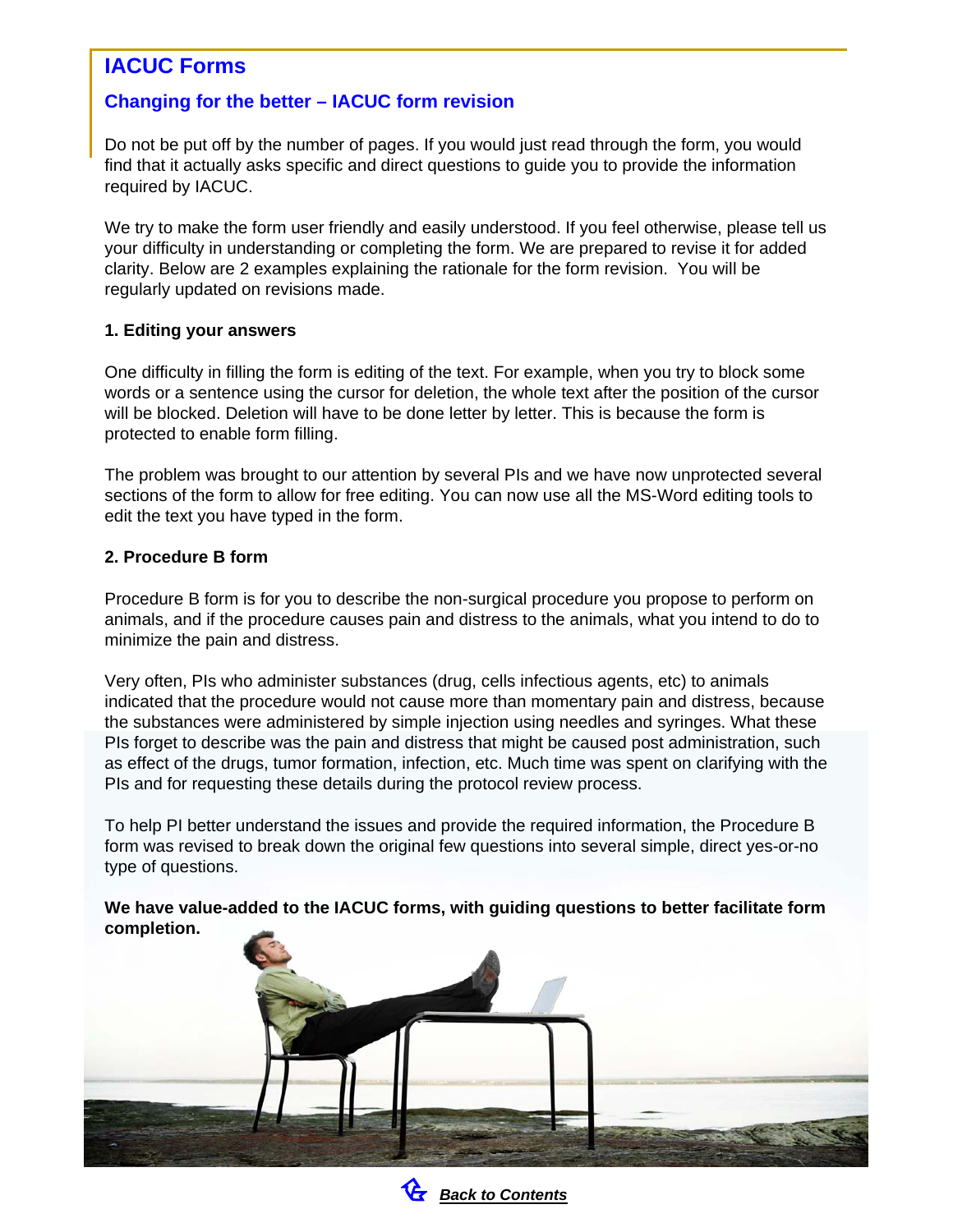# IACUC Forms

## Changing for the better – IACUC form revision

Do not be put off by the number of pages. If you would just read through the form, you would find that it actually asks specific and direct questions to guide you to provide the information required by IACUC.

We try to make the form user friendly and easily understood. If you feel otherwise, please tell us your difficulty in understanding or completing the form. We are prepared to revise it for added clarity. Below are 2 examples explaining the rationale for the form revision. You will be regularly updated on revisions made.

**1. Editing your answers**

One difficulty in filling the form is editing of the text. For example, when you try to block some words or a sentence using the cursor for deletion, the whole text after the position of the cursor will be blocked. Deletion will have to be done letter by letter. This is because the form is protected to enable form filling.

The problem was brought to our attention by several PIs and we have now unprotected several sections of the form to allow for free editing. You can now use all the MS-Word editing tools to edit the text you have typed in the form.

**2. Procedure B form**

Procedure B form is for you to describe the non-surgical procedure you propose to perform on animals, and if the procedure causes pain and distress to the animals, what you intend to do to minimize the pain and distress.

Very often, PIs who administer substances (drug, cells infectious agents, etc) to animals indicated that the procedure would not cause more than momentary pain and distress, because the substances were administered by simple injection using needles and syringes. What these PIs forget to describe was the pain and distress that might be caused post administration, such as effect of the drugs, tumor formation, infection, etc. Much time was spent on clarifying with the PIs and for requesting these details during the protocol review process.

To help PI better understand the issues and provide the required information, the Procedure B form was revised to break down the original few questions into several simple, direct yes-or-no type of questions.

**We have value-added to the IACUC forms, with guiding questions to better facilitate form completion.**

***Back to Contents***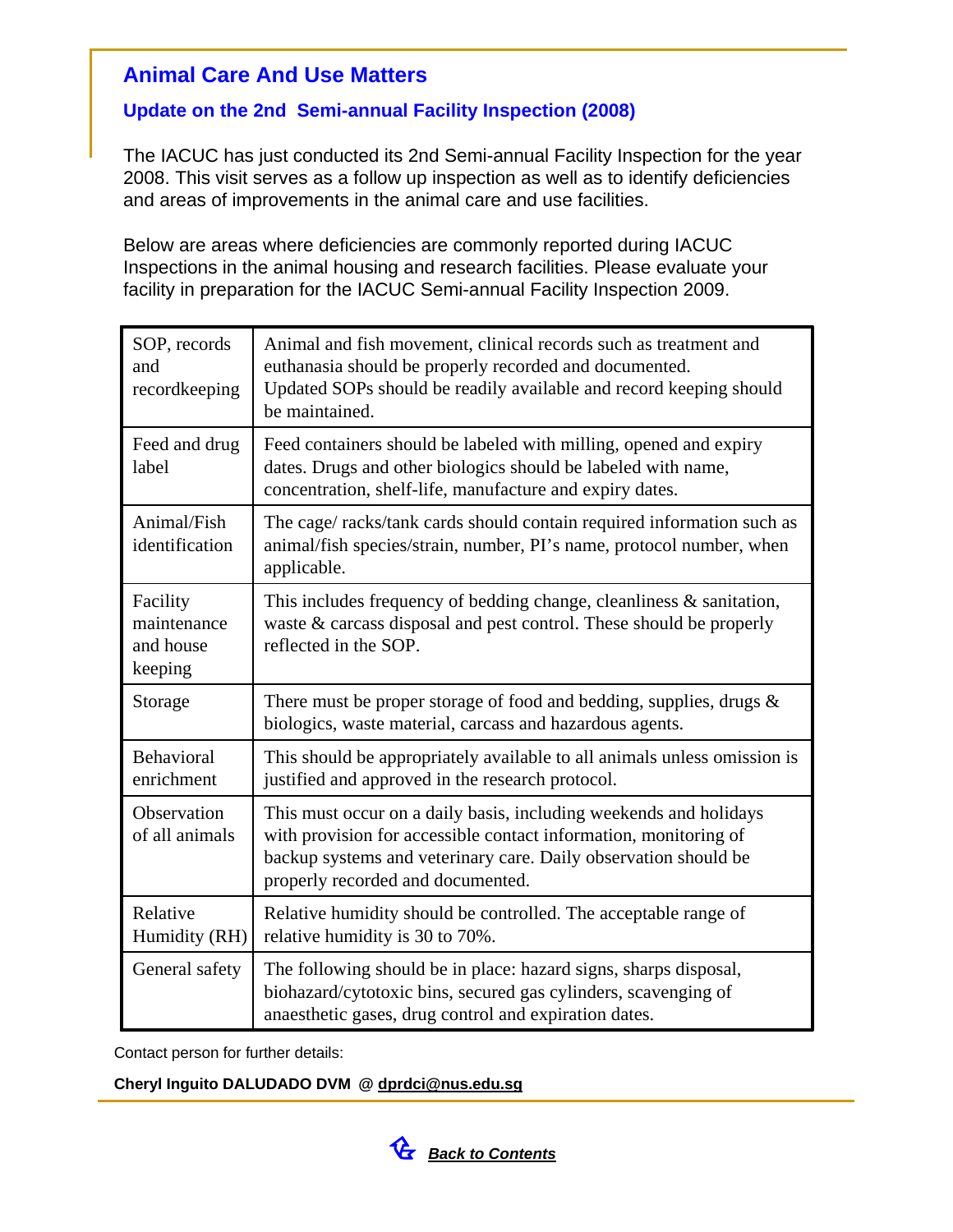## Animal Care And Use Matters

### Update on the 2nd Semi-annual Facility Inspection (2008)

The IACUC has just conducted its 2nd Semi-annual Facility Inspection for the year 2008. This visit serves as a follow up inspection as well as to identify deficiencies and areas of improvements in the animal care and use facilities.

Below are areas where deficiencies are commonly reported during IACUC Inspections in the animal housing and research facilities. Please evaluate your facility in preparation for the IACUC Semi-annual Facility Inspection 2009.

| | |
|---|---|
| SOP, records and recordkeeping | Animal and fish movement, clinical records such as treatment and euthanasia should be properly recorded and documented. Updated SOPs should be readily available and record keeping should be maintained. |
| Feed and drug label | Feed containers should be labeled with milling, opened and expiry dates. Drugs and other biologics should be labeled with name, concentration, shelf-life, manufacture and expiry dates. |
| Animal/Fish identification | The cage/ racks/tank cards should contain required information such as animal/fish species/strain, number, PI's name, protocol number, when applicable. |
| Facility maintenance and house keeping | This includes frequency of bedding change, cleanliness & sanitation, waste & carcass disposal and pest control. These should be properly reflected in the SOP. |
| Storage | There must be proper storage of food and bedding, supplies, drugs & biologics, waste material, carcass and hazardous agents. |
| Behavioral enrichment | This should be appropriately available to all animals unless omission is justified and approved in the research protocol. |
| Observation of all animals | This must occur on a daily basis, including weekends and holidays with provision for accessible contact information, monitoring of backup systems and veterinary care. Daily observation should be properly recorded and documented. |
| Relative Humidity (RH) | Relative humidity should be controlled. The acceptable range of relative humidity is 30 to 70%. |
| General safety | The following should be in place: hazard signs, sharps disposal, biohazard/cytotoxic bins, secured gas cylinders, scavenging of anaesthetic gases, drug control and expiration dates. |

Contact person for further details:

**Cheryl Inguito DALUDADO DVM @ dprdci@nus.edu.sg**

***Back to Contents***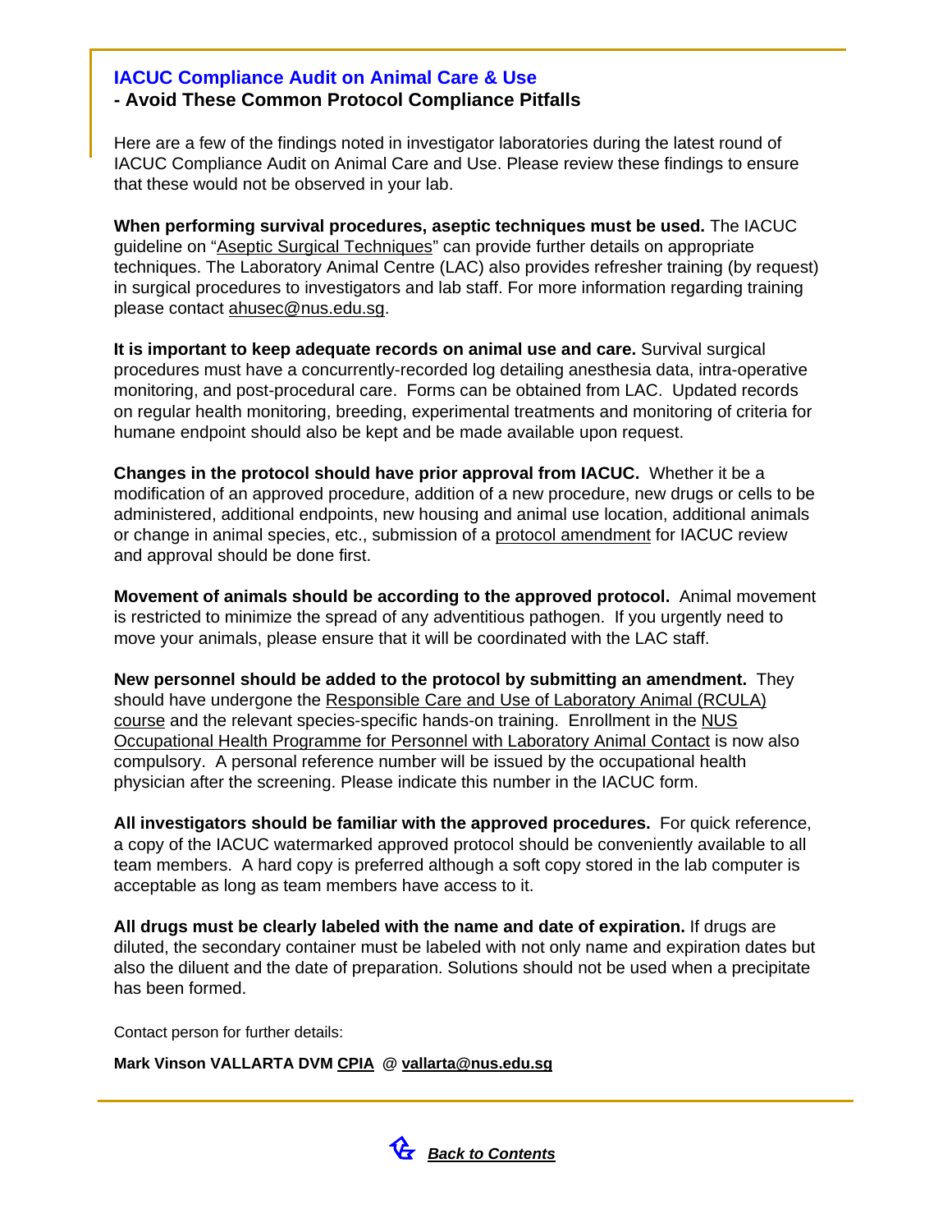## IACUC Compliance Audit on Animal Care & Use

### - Avoid These Common Protocol Compliance Pitfalls

Here are a few of the findings noted in investigator laboratories during the latest round of IACUC Compliance Audit on Animal Care and Use. Please review these findings to ensure that these would not be observed in your lab.

**When performing survival procedures, aseptic techniques must be used.** The IACUC guideline on "Aseptic Surgical Techniques" can provide further details on appropriate techniques. The Laboratory Animal Centre (LAC) also provides refresher training (by request) in surgical procedures to investigators and lab staff. For more information regarding training please contact ahusec@nus.edu.sg.

**It is important to keep adequate records on animal use and care.** Survival surgical procedures must have a concurrently-recorded log detailing anesthesia data, intra-operative monitoring, and post-procedural care. Forms can be obtained from LAC. Updated records on regular health monitoring, breeding, experimental treatments and monitoring of criteria for humane endpoint should also be kept and be made available upon request.

**Changes in the protocol should have prior approval from IACUC.** Whether it be a modification of an approved procedure, addition of a new procedure, new drugs or cells to be administered, additional endpoints, new housing and animal use location, additional animals or change in animal species, etc., submission of a protocol amendment for IACUC review and approval should be done first.

**Movement of animals should be according to the approved protocol.** Animal movement is restricted to minimize the spread of any adventitious pathogen. If you urgently need to move your animals, please ensure that it will be coordinated with the LAC staff.

**New personnel should be added to the protocol by submitting an amendment.** They should have undergone the Responsible Care and Use of Laboratory Animal (RCULA) course and the relevant species-specific hands-on training. Enrollment in the NUS Occupational Health Programme for Personnel with Laboratory Animal Contact is now also compulsory. A personal reference number will be issued by the occupational health physician after the screening. Please indicate this number in the IACUC form.

**All investigators should be familiar with the approved procedures.** For quick reference, a copy of the IACUC watermarked approved protocol should be conveniently available to all team members. A hard copy is preferred although a soft copy stored in the lab computer is acceptable as long as team members have access to it.

**All drugs must be clearly labeled with the name and date of expiration.** If drugs are diluted, the secondary container must be labeled with not only name and expiration dates but also the diluent and the date of preparation. Solutions should not be used when a precipitate has been formed.

Contact person for further details:

**Mark Vinson VALLARTA DVM CPIA @ vallarta@nus.edu.sg**

***Back to Contents***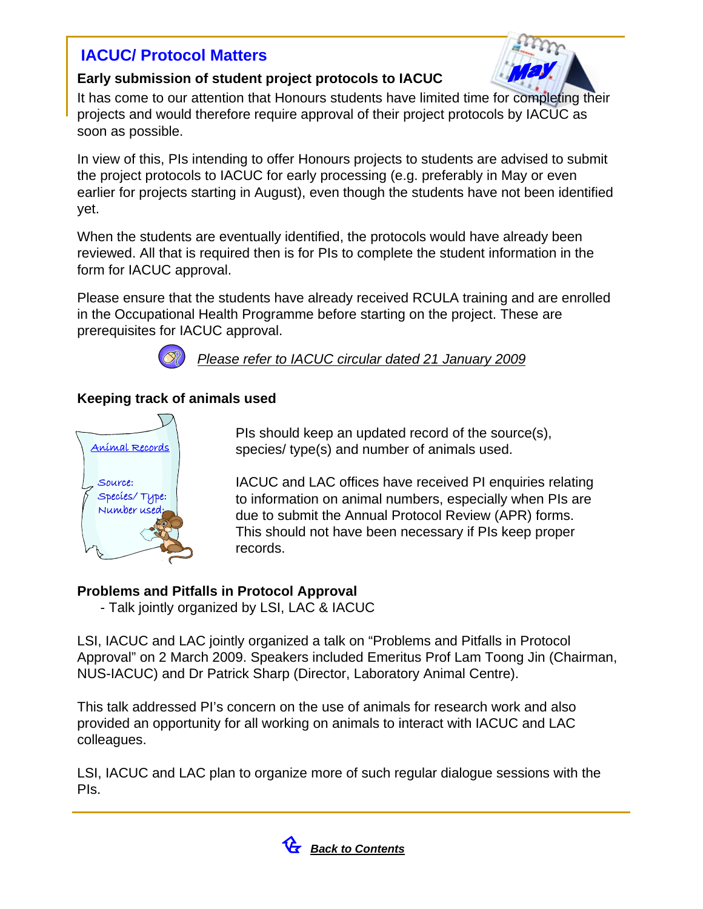## IACUC/ Protocol Matters

### Early submission of student project protocols to IACUC

It has come to our attention that Honours students have limited time for completing their projects and would therefore require approval of their project protocols by IACUC as soon as possible.

In view of this, PIs intending to offer Honours projects to students are advised to submit the project protocols to IACUC for early processing (e.g. preferably in May or even earlier for projects starting in August), even though the students have not been identified yet.

When the students are eventually identified, the protocols would have already been reviewed. All that is required then is for PIs to complete the student information in the form for IACUC approval.

Please ensure that the students have already received RCULA training and are enrolled in the Occupational Health Programme before starting on the project. These are prerequisites for IACUC approval.

*Please refer to IACUC circular dated 21 January 2009*

### Keeping track of animals used

PIs should keep an updated record of the source(s), species/ type(s) and number of animals used.

IACUC and LAC offices have received PI enquiries relating to information on animal numbers, especially when PIs are due to submit the Annual Protocol Review (APR) forms. This should not have been necessary if PIs keep proper records.

### Problems and Pitfalls in Protocol Approval

- Talk jointly organized by LSI, LAC & IACUC

LSI, IACUC and LAC jointly organized a talk on "Problems and Pitfalls in Protocol Approval" on 2 March 2009. Speakers included Emeritus Prof Lam Toong Jin (Chairman, NUS-IACUC) and Dr Patrick Sharp (Director, Laboratory Animal Centre).

This talk addressed PI's concern on the use of animals for research work and also provided an opportunity for all working on animals to interact with IACUC and LAC colleagues.

LSI, IACUC and LAC plan to organize more of such regular dialogue sessions with the PIs.

***Back to Contents***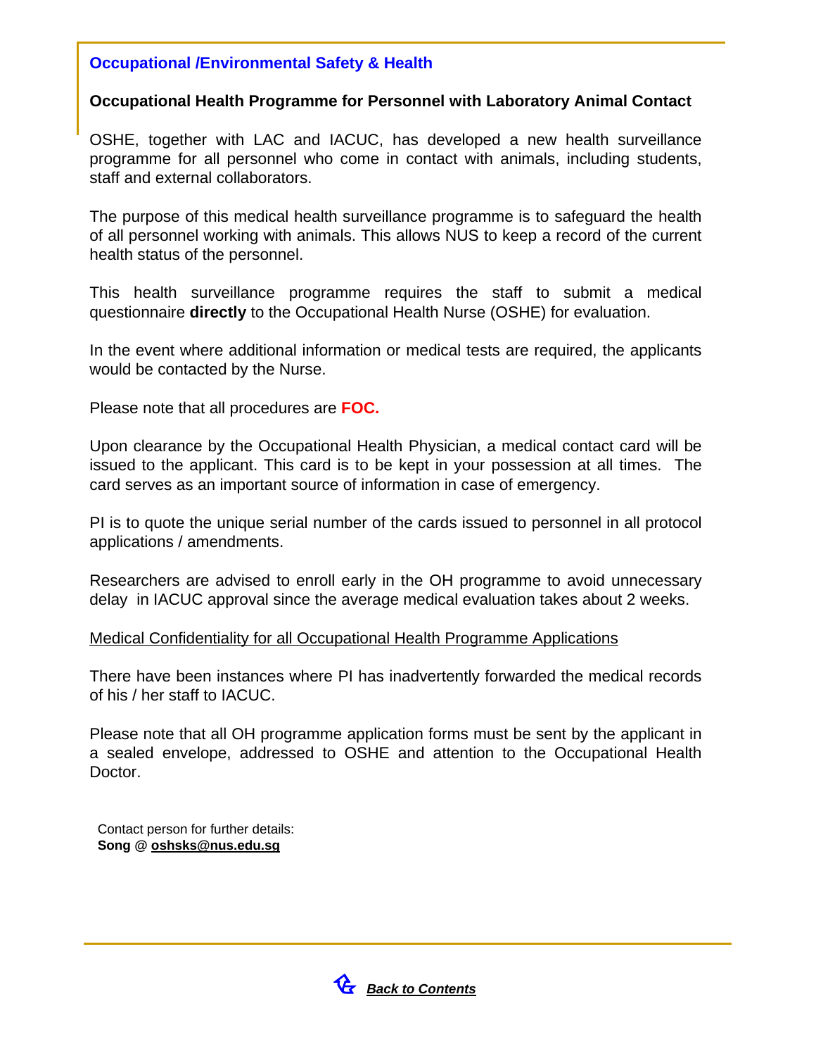## Occupational /Environmental Safety & Health

### Occupational Health Programme for Personnel with Laboratory Animal Contact

OSHE, together with LAC and IACUC, has developed a new health surveillance programme for all personnel who come in contact with animals, including students, staff and external collaborators.

The purpose of this medical health surveillance programme is to safeguard the health of all personnel working with animals. This allows NUS to keep a record of the current health status of the personnel.

This health surveillance programme requires the staff to submit a medical questionnaire **directly** to the Occupational Health Nurse (OSHE) for evaluation.

In the event where additional information or medical tests are required, the applicants would be contacted by the Nurse.

Please note that all procedures are **FOC.**

Upon clearance by the Occupational Health Physician, a medical contact card will be issued to the applicant. This card is to be kept in your possession at all times. The card serves as an important source of information in case of emergency.

PI is to quote the unique serial number of the cards issued to personnel in all protocol applications / amendments.

Researchers are advised to enroll early in the OH programme to avoid unnecessary delay in IACUC approval since the average medical evaluation takes about 2 weeks.

Medical Confidentiality for all Occupational Health Programme Applications

There have been instances where PI has inadvertently forwarded the medical records of his / her staff to IACUC.

Please note that all OH programme application forms must be sent by the applicant in a sealed envelope, addressed to OSHE and attention to the Occupational Health Doctor.

Contact person for further details:
**Song @ oshsks@nus.edu.sg**

***Back to Contents***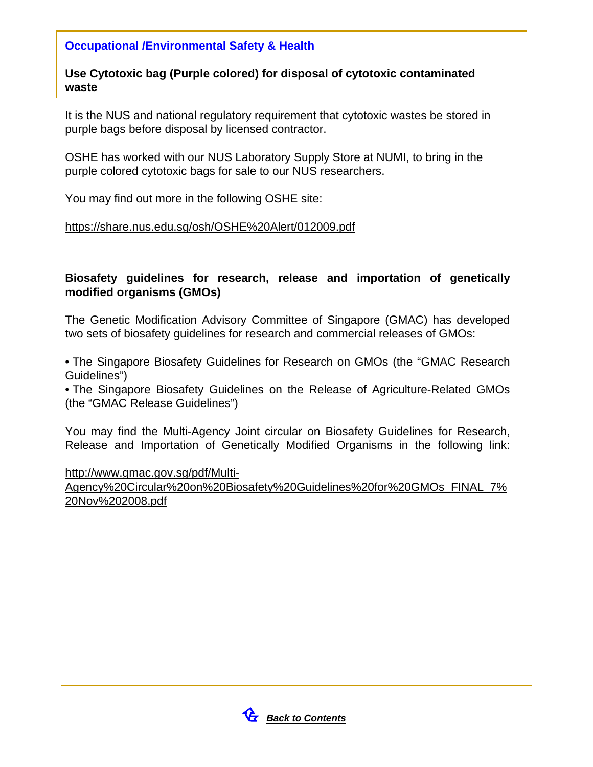## Occupational /Environmental Safety & Health

### Use Cytotoxic bag (Purple colored) for disposal of cytotoxic contaminated waste

It is the NUS and national regulatory requirement that cytotoxic wastes be stored in purple bags before disposal by licensed contractor.

OSHE has worked with our NUS Laboratory Supply Store at NUMI, to bring in the purple colored cytotoxic bags for sale to our NUS researchers.

You may find out more in the following OSHE site:

https://share.nus.edu.sg/osh/OSHE%20Alert/012009.pdf

### Biosafety guidelines for research, release and importation of genetically modified organisms (GMOs)

The Genetic Modification Advisory Committee of Singapore (GMAC) has developed two sets of biosafety guidelines for research and commercial releases of GMOs:

- The Singapore Biosafety Guidelines for Research on GMOs (the "GMAC Research Guidelines")
- The Singapore Biosafety Guidelines on the Release of Agriculture-Related GMOs (the "GMAC Release Guidelines")

You may find the Multi-Agency Joint circular on Biosafety Guidelines for Research, Release and Importation of Genetically Modified Organisms in the following link:

http://www.gmac.gov.sg/pdf/Multi-Agency%20Circular%20on%20Biosafety%20Guidelines%20for%20GMOs_FINAL_7%20Nov%202008.pdf

***Back to Contents***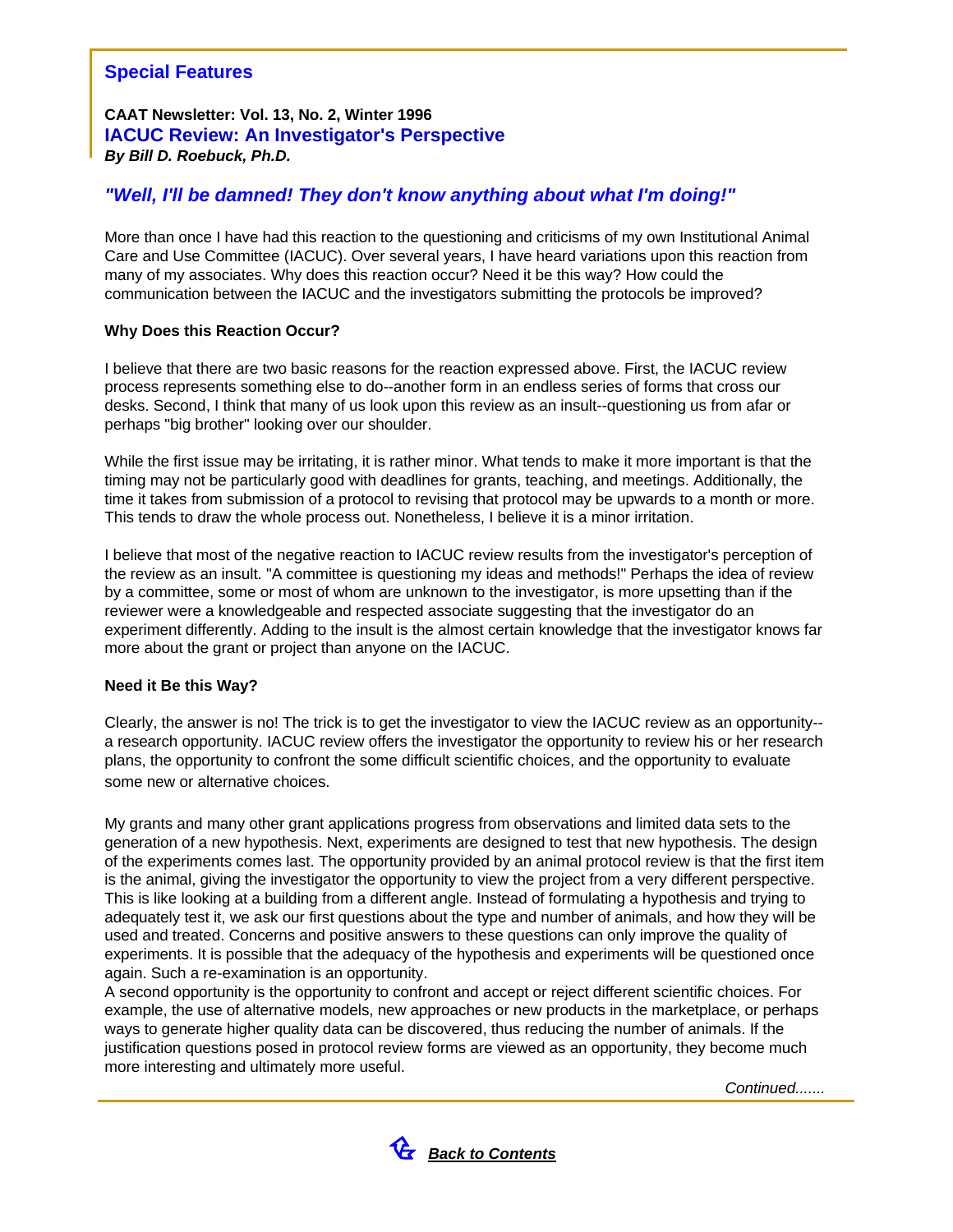## Special Features

**CAAT Newsletter: Vol. 13, No. 2, Winter 1996**

### IACUC Review: An Investigator's Perspective

***By Bill D. Roebuck, Ph.D.***

### *"Well, I'll be damned! They don't know anything about what I'm doing!"*

More than once I have had this reaction to the questioning and criticisms of my own Institutional Animal Care and Use Committee (IACUC). Over several years, I have heard variations upon this reaction from many of my associates. Why does this reaction occur? Need it be this way? How could the communication between the IACUC and the investigators submitting the protocols be improved?

**Why Does this Reaction Occur?**

I believe that there are two basic reasons for the reaction expressed above. First, the IACUC review process represents something else to do--another form in an endless series of forms that cross our desks. Second, I think that many of us look upon this review as an insult--questioning us from afar or perhaps "big brother" looking over our shoulder.

While the first issue may be irritating, it is rather minor. What tends to make it more important is that the timing may not be particularly good with deadlines for grants, teaching, and meetings. Additionally, the time it takes from submission of a protocol to revising that protocol may be upwards to a month or more. This tends to draw the whole process out. Nonetheless, I believe it is a minor irritation.

I believe that most of the negative reaction to IACUC review results from the investigator's perception of the review as an insult. "A committee is questioning my ideas and methods!" Perhaps the idea of review by a committee, some or most of whom are unknown to the investigator, is more upsetting than if the reviewer were a knowledgeable and respected associate suggesting that the investigator do an experiment differently. Adding to the insult is the almost certain knowledge that the investigator knows far more about the grant or project than anyone on the IACUC.

**Need it Be this Way?**

Clearly, the answer is no! The trick is to get the investigator to view the IACUC review as an opportunity--a research opportunity. IACUC review offers the investigator the opportunity to review his or her research plans, the opportunity to confront the some difficult scientific choices, and the opportunity to evaluate some new or alternative choices.

My grants and many other grant applications progress from observations and limited data sets to the generation of a new hypothesis. Next, experiments are designed to test that new hypothesis. The design of the experiments comes last. The opportunity provided by an animal protocol review is that the first item is the animal, giving the investigator the opportunity to view the project from a very different perspective. This is like looking at a building from a different angle. Instead of formulating a hypothesis and trying to adequately test it, we ask our first questions about the type and number of animals, and how they will be used and treated. Concerns and positive answers to these questions can only improve the quality of experiments. It is possible that the adequacy of the hypothesis and experiments will be questioned once again. Such a re-examination is an opportunity.

A second opportunity is the opportunity to confront and accept or reject different scientific choices. For example, the use of alternative models, new approaches or new products in the marketplace, or perhaps ways to generate higher quality data can be discovered, thus reducing the number of animals. If the justification questions posed in protocol review forms are viewed as an opportunity, they become much more interesting and ultimately more useful.

*Continued.......*

***Back to Contents***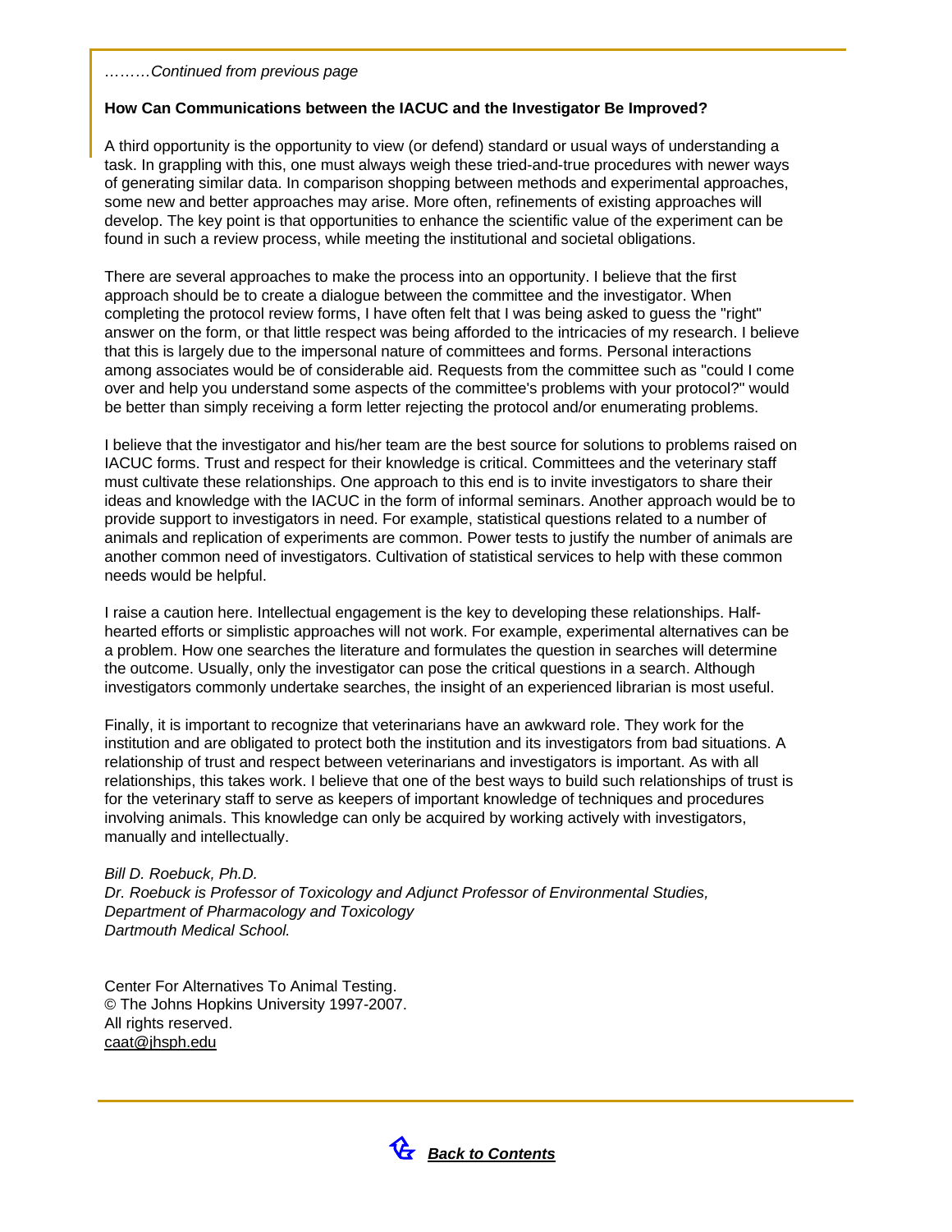*………Continued from previous page*

**How Can Communications between the IACUC and the Investigator Be Improved?**

A third opportunity is the opportunity to view (or defend) standard or usual ways of understanding a task. In grappling with this, one must always weigh these tried-and-true procedures with newer ways of generating similar data. In comparison shopping between methods and experimental approaches, some new and better approaches may arise. More often, refinements of existing approaches will develop. The key point is that opportunities to enhance the scientific value of the experiment can be found in such a review process, while meeting the institutional and societal obligations.

There are several approaches to make the process into an opportunity. I believe that the first approach should be to create a dialogue between the committee and the investigator. When completing the protocol review forms, I have often felt that I was being asked to guess the "right" answer on the form, or that little respect was being afforded to the intricacies of my research. I believe that this is largely due to the impersonal nature of committees and forms. Personal interactions among associates would be of considerable aid. Requests from the committee such as "could I come over and help you understand some aspects of the committee's problems with your protocol?" would be better than simply receiving a form letter rejecting the protocol and/or enumerating problems.

I believe that the investigator and his/her team are the best source for solutions to problems raised on IACUC forms. Trust and respect for their knowledge is critical. Committees and the veterinary staff must cultivate these relationships. One approach to this end is to invite investigators to share their ideas and knowledge with the IACUC in the form of informal seminars. Another approach would be to provide support to investigators in need. For example, statistical questions related to a number of animals and replication of experiments are common. Power tests to justify the number of animals are another common need of investigators. Cultivation of statistical services to help with these common needs would be helpful.

I raise a caution here. Intellectual engagement is the key to developing these relationships. Half-hearted efforts or simplistic approaches will not work. For example, experimental alternatives can be a problem. How one searches the literature and formulates the question in searches will determine the outcome. Usually, only the investigator can pose the critical questions in a search. Although investigators commonly undertake searches, the insight of an experienced librarian is most useful.

Finally, it is important to recognize that veterinarians have an awkward role. They work for the institution and are obligated to protect both the institution and its investigators from bad situations. A relationship of trust and respect between veterinarians and investigators is important. As with all relationships, this takes work. I believe that one of the best ways to build such relationships of trust is for the veterinary staff to serve as keepers of important knowledge of techniques and procedures involving animals. This knowledge can only be acquired by working actively with investigators, manually and intellectually.

*Bill D. Roebuck, Ph.D.*
*Dr. Roebuck is Professor of Toxicology and Adjunct Professor of Environmental Studies, Department of Pharmacology and Toxicology*
*Dartmouth Medical School.*

Center For Alternatives To Animal Testing.
© The Johns Hopkins University 1997-2007.
All rights reserved.
caat@jhsph.edu

***Back to Contents***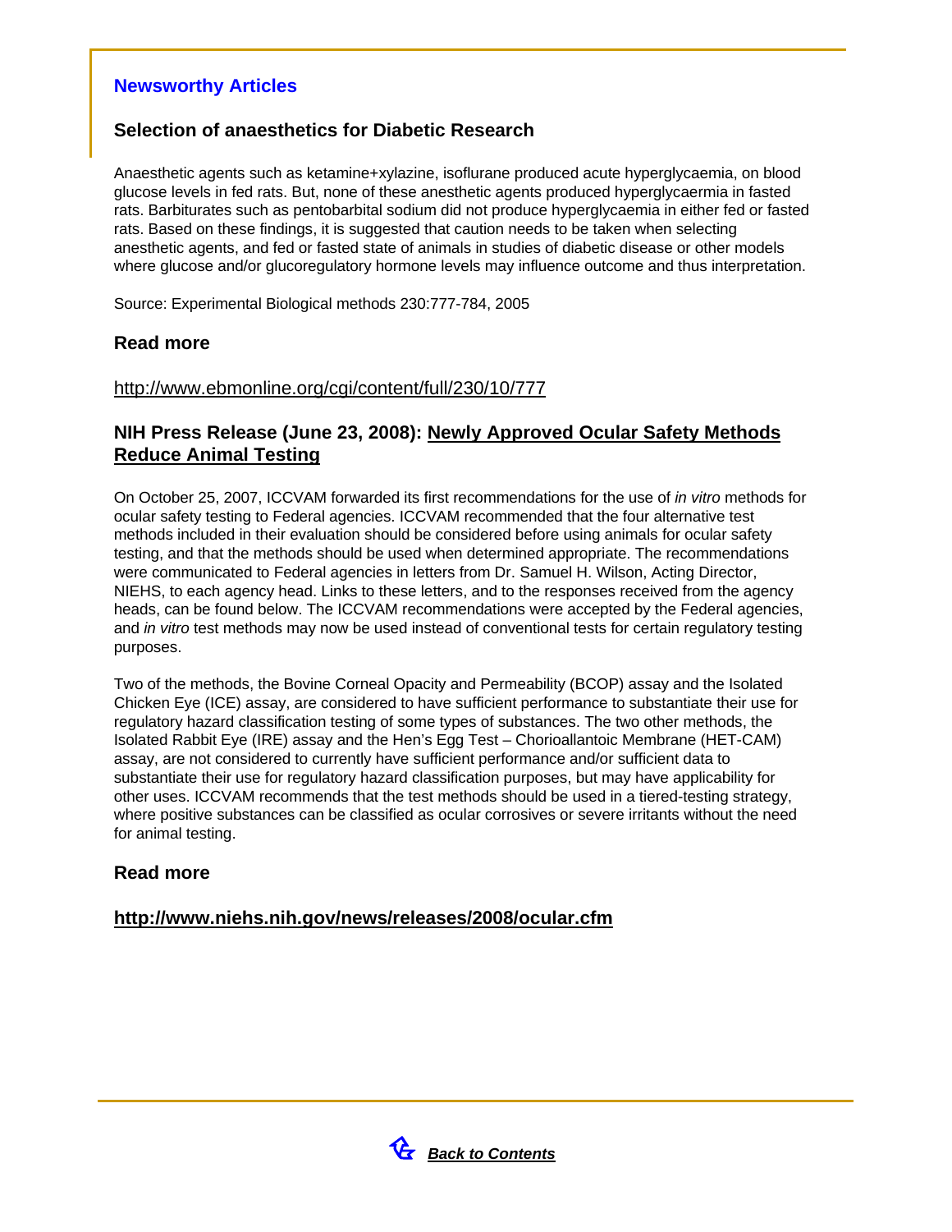## Newsworthy Articles

### Selection of anaesthetics for Diabetic Research

Anaesthetic agents such as ketamine+xylazine, isoflurane produced acute hyperglycaemia, on blood glucose levels in fed rats. But, none of these anesthetic agents produced hyperglycaermia in fasted rats. Barbiturates such as pentobarbital sodium did not produce hyperglycaemia in either fed or fasted rats. Based on these findings, it is suggested that caution needs to be taken when selecting anesthetic agents, and fed or fasted state of animals in studies of diabetic disease or other models where glucose and/or glucoregulatory hormone levels may influence outcome and thus interpretation.

Source: Experimental Biological methods 230:777-784, 2005

### Read more

http://www.ebmonline.org/cgi/content/full/230/10/777

### NIH Press Release (June 23, 2008): Newly Approved Ocular Safety Methods Reduce Animal Testing

On October 25, 2007, ICCVAM forwarded its first recommendations for the use of *in vitro* methods for ocular safety testing to Federal agencies. ICCVAM recommended that the four alternative test methods included in their evaluation should be considered before using animals for ocular safety testing, and that the methods should be used when determined appropriate. The recommendations were communicated to Federal agencies in letters from Dr. Samuel H. Wilson, Acting Director, NIEHS, to each agency head. Links to these letters, and to the responses received from the agency heads, can be found below. The ICCVAM recommendations were accepted by the Federal agencies, and *in vitro* test methods may now be used instead of conventional tests for certain regulatory testing purposes.

Two of the methods, the Bovine Corneal Opacity and Permeability (BCOP) assay and the Isolated Chicken Eye (ICE) assay, are considered to have sufficient performance to substantiate their use for regulatory hazard classification testing of some types of substances. The two other methods, the Isolated Rabbit Eye (IRE) assay and the Hen's Egg Test – Chorioallantoic Membrane (HET-CAM) assay, are not considered to currently have sufficient performance and/or sufficient data to substantiate their use for regulatory hazard classification purposes, but may have applicability for other uses. ICCVAM recommends that the test methods should be used in a tiered-testing strategy, where positive substances can be classified as ocular corrosives or severe irritants without the need for animal testing.

### Read more

**http://www.niehs.nih.gov/news/releases/2008/ocular.cfm**

***Back to Contents***